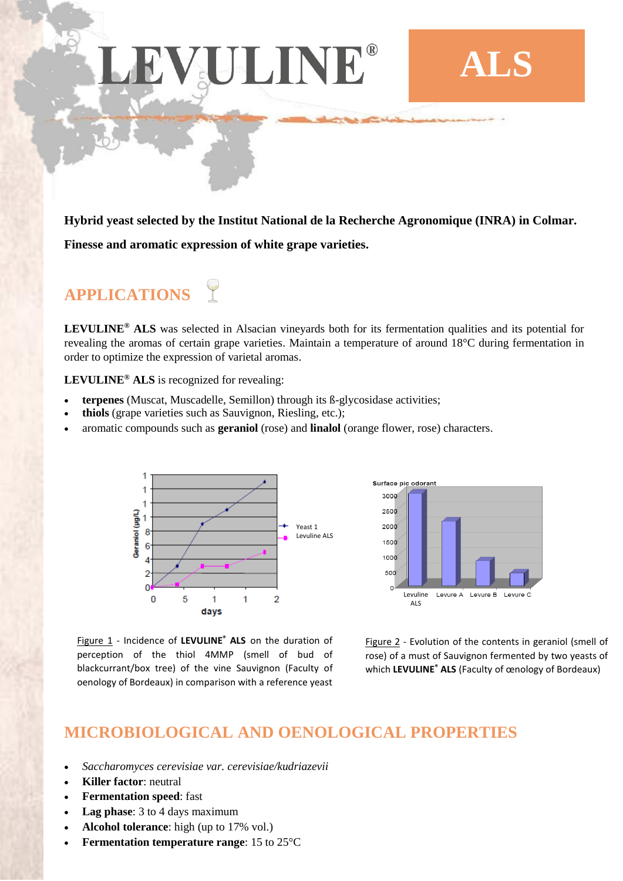# LEVULINE® ALS

**Hybrid yeast selected by the Institut National de la Recherche Agronomique (INRA) in Colmar.**

**Finesse and aromatic expression of white grape varieties.**

## APPLICATIONS

**LEVULINE® ALS** was selected in Alsacian vineyards both for its fermentation qualities and its potential for revealing the aromas of certain grape varieties. Maintain a temperature of around 18°C during fermentation in order to optimize the expression of varietal aromas.

**LEVULINE® ALS** is recognized for revealing:

- **terpenes** (Muscat, Muscadelle, Semillon) through its ß-glycosidase activities;
- **thiols** (grape varieties such as Sauvignon, Riesling, etc.);
- aromatic compounds such as **geraniol** (rose) and **linalol** (orange flower, rose) characters.

Figure 1 - Incidence of **LEVULINE® ALS** on the duration of perception of the thiol 4MMP (smell of bud of blackcurrant/box tree) of the vine Sauvignon (Faculty of oenology of Bordeaux) in comparison with a reference yeast

Figure 2 - Evolution of the contents in geraniol (smell of rose) of a must of Sauvignon fermented by two yeasts of which **LEVULINE® ALS** (Faculty of œnology of Bordeaux)

## MICROBIOLOGICAL AND OENOLOGICAL PROPERTIES

- *Saccharomyces cerevisiae var. cerevisiae/kudriazevii*
- **Killer factor**: neutral
- **Fermentation speed**: fast
- **Lag phase**: 3 to 4 days maximum
- **Alcohol tolerance**: high (up to 17% vol.)
- **Fermentation temperature range**: 15 to 25°C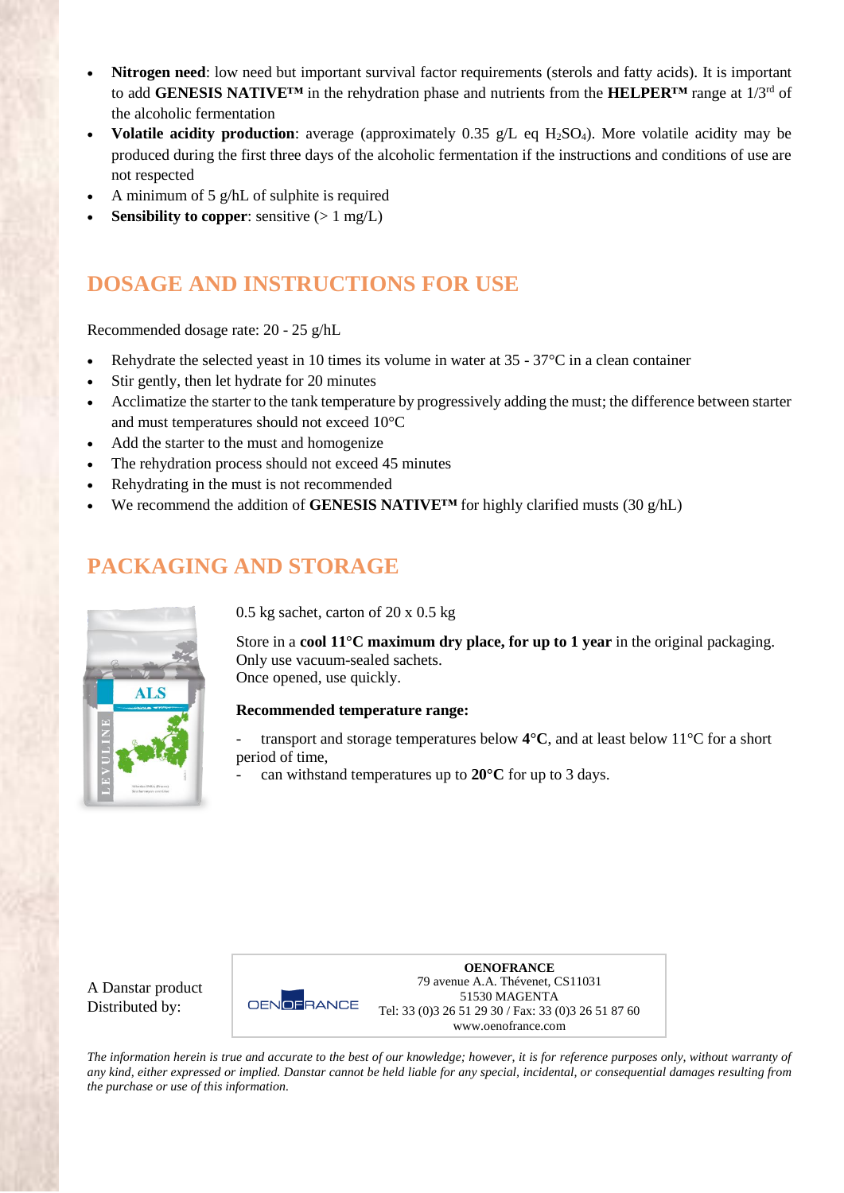- **Nitrogen need**: low need but important survival factor requirements (sterols and fatty acids). It is important to add **GENESIS NATIVE™** in the rehydration phase and nutrients from the **HELPER™** range at 1/3rd of the alcoholic fermentation
- **Volatile acidity production**: average (approximately 0.35 g/L eq $H_2SO_4$). More volatile acidity may be produced during the first three days of the alcoholic fermentation if the instructions and conditions of use are not respected
- A minimum of 5 g/hL of sulphite is required
- **Sensibility to copper**: sensitive (> 1 mg/L)

## DOSAGE AND INSTRUCTIONS FOR USE

Recommended dosage rate: 20 - 25 g/hL

- Rehydrate the selected yeast in 10 times its volume in water at 35 - 37°C in a clean container
- Stir gently, then let hydrate for 20 minutes
- Acclimatize the starter to the tank temperature by progressively adding the must; the difference between starter and must temperatures should not exceed 10°C
- Add the starter to the must and homogenize
- The rehydration process should not exceed 45 minutes
- Rehydrating in the must is not recommended
- We recommend the addition of **GENESIS NATIVE™** for highly clarified musts (30 g/hL)

## PACKAGING AND STORAGE

0.5 kg sachet, carton of 20 x 0.5 kg

Store in a **cool 11°C maximum dry place, for up to 1 year** in the original packaging.
Only use vacuum-sealed sachets.
Once opened, use quickly.

**Recommended temperature range:**

- transport and storage temperatures below **4°C**, and at least below 11°C for a short period of time,
- can withstand temperatures up to **20°C** for up to 3 days.

A Danstar product
Distributed by:

**OENOFRANCE**
79 avenue A.A. Thévenet, CS11031
51530 MAGENTA
Tel: 33 (0)3 26 51 29 30 / Fax: 33 (0)3 26 51 87 60
www.oenofrance.com

*The information herein is true and accurate to the best of our knowledge; however, it is for reference purposes only, without warranty of any kind, either expressed or implied. Danstar cannot be held liable for any special, incidental, or consequential damages resulting from the purchase or use of this information.*